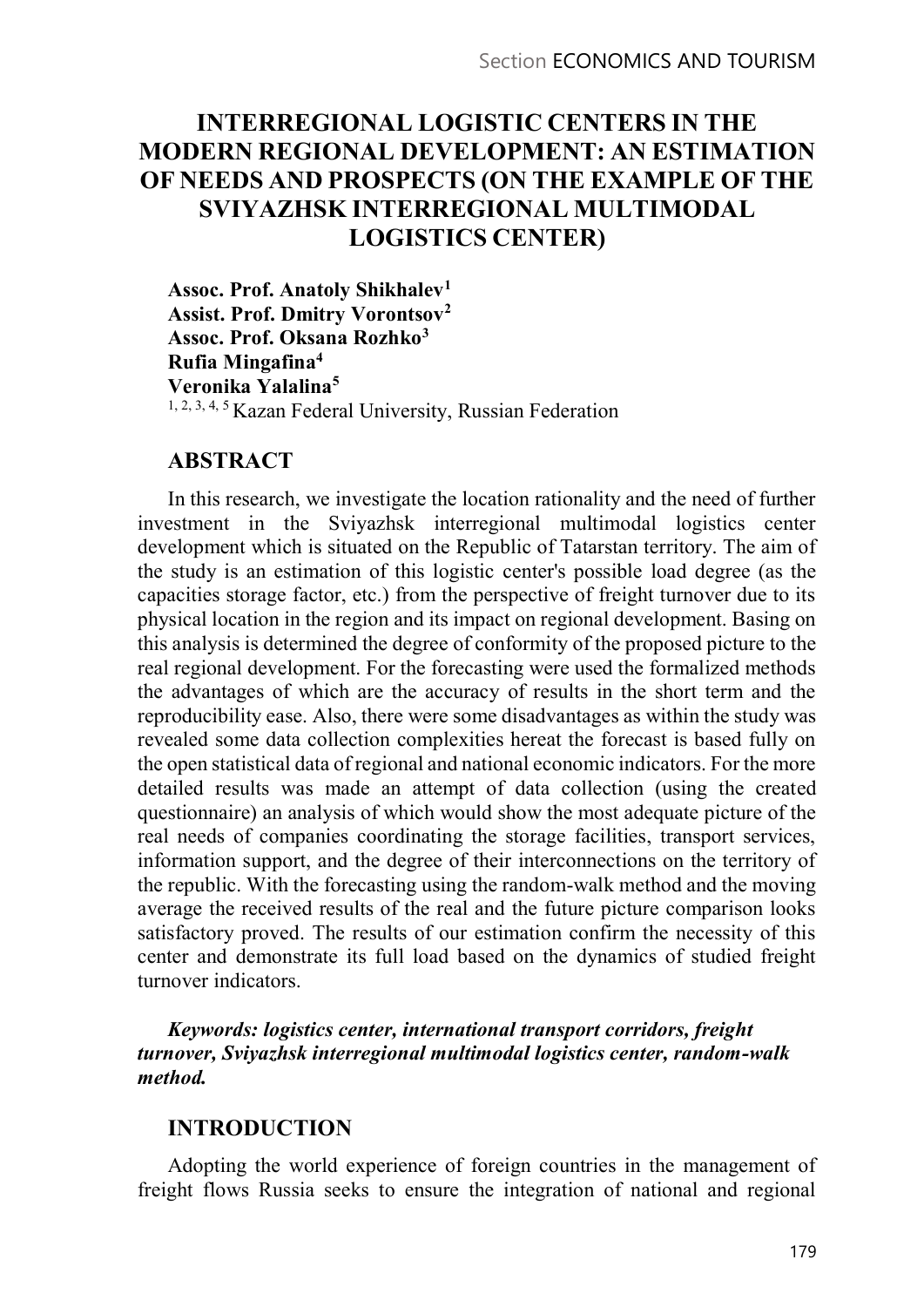# INTERREGIONAL LOGISTIC CENTERS IN THE MODERN REGIONAL DEVELOPMENT: AN ESTIMATION OF NEEDS AND PROSPECTS (ON THE EXAMPLE OF THE SVIYAZHSK INTERREGIONAL MULTIMODAL LOGISTICS CENTER)

**Assoc. Prof. Anatoly Shikhalev**[1]
**Assist. Prof. Dmitry Vorontsov**[2]
**Assoc. Prof. Oksana Rozhko**[3]
**Rufia Mingafina**[4]
**Veronika Yalalina**[5]

[1, 2, 3, 4, 5] Kazan Federal University, Russian Federation

## ABSTRACT

In this research, we investigate the location rationality and the need of further investment in the Sviyazhsk interregional multimodal logistics center development which is situated on the Republic of Tatarstan territory. The aim of the study is an estimation of this logistic center's possible load degree (as the capacities storage factor, etc.) from the perspective of freight turnover due to its physical location in the region and its impact on regional development. Basing on this analysis is determined the degree of conformity of the proposed picture to the real regional development. For the forecasting were used the formalized methods the advantages of which are the accuracy of results in the short term and the reproducibility ease. Also, there were some disadvantages as within the study was revealed some data collection complexities hereat the forecast is based fully on the open statistical data of regional and national economic indicators. For the more detailed results was made an attempt of data collection (using the created questionnaire) an analysis of which would show the most adequate picture of the real needs of companies coordinating the storage facilities, transport services, information support, and the degree of their interconnections on the territory of the republic. With the forecasting using the random-walk method and the moving average the received results of the real and the future picture comparison looks satisfactory proved. The results of our estimation confirm the necessity of this center and demonstrate its full load based on the dynamics of studied freight turnover indicators.

***Keywords: logistics center, international transport corridors, freight turnover, Sviyazhsk interregional multimodal logistics center, random-walk method.***

## INTRODUCTION

Adopting the world experience of foreign countries in the management of freight flows Russia seeks to ensure the integration of national and regional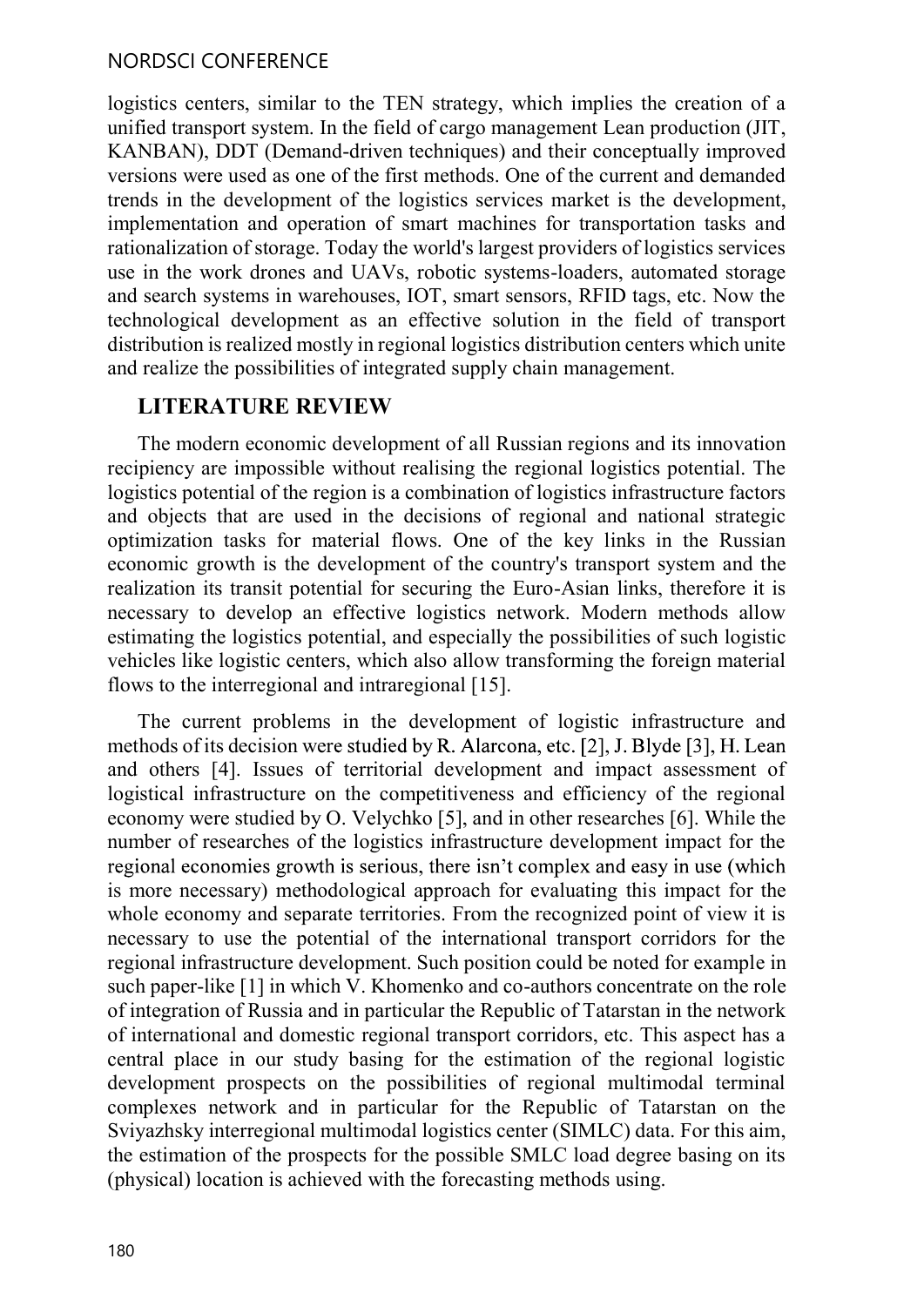logistics centers, similar to the TEN strategy, which implies the creation of a unified transport system. In the field of cargo management Lean production (JIT, KANBAN), DDT (Demand-driven techniques) and their conceptually improved versions were used as one of the first methods. One of the current and demanded trends in the development of the logistics services market is the development, implementation and operation of smart machines for transportation tasks and rationalization of storage. Today the world's largest providers of logistics services use in the work drones and UAVs, robotic systems-loaders, automated storage and search systems in warehouses, IOT, smart sensors, RFID tags, etc. Now the technological development as an effective solution in the field of transport distribution is realized mostly in regional logistics distribution centers which unite and realize the possibilities of integrated supply chain management.

## LITERATURE REVIEW

The modern economic development of all Russian regions and its innovation recipiency are impossible without realising the regional logistics potential. The logistics potential of the region is a combination of logistics infrastructure factors and objects that are used in the decisions of regional and national strategic optimization tasks for material flows. One of the key links in the Russian economic growth is the development of the country's transport system and the realization its transit potential for securing the Euro-Asian links, therefore it is necessary to develop an effective logistics network. Modern methods allow estimating the logistics potential, and especially the possibilities of such logistic vehicles like logistic centers, which also allow transforming the foreign material flows to the interregional and intraregional [15].

The current problems in the development of logistic infrastructure and methods of its decision were studied by R. Alarcona, etc. [2], J. Blyde [3], H. Lean and others [4]. Issues of territorial development and impact assessment of logistical infrastructure on the competitiveness and efficiency of the regional economy were studied by O. Velychko [5], and in other researches [6]. While the number of researches of the logistics infrastructure development impact for the regional economies growth is serious, there isn't complex and easy in use (which is more necessary) methodological approach for evaluating this impact for the whole economy and separate territories. From the recognized point of view it is necessary to use the potential of the international transport corridors for the regional infrastructure development. Such position could be noted for example in such paper-like [1] in which V. Khomenko and co-authors concentrate on the role of integration of Russia and in particular the Republic of Tatarstan in the network of international and domestic regional transport corridors, etc. This aspect has a central place in our study basing for the estimation of the regional logistic development prospects on the possibilities of regional multimodal terminal complexes network and in particular for the Republic of Tatarstan on the Sviyazhsky interregional multimodal logistics center (SIMLC) data. For this aim, the estimation of the prospects for the possible SMLC load degree basing on its (physical) location is achieved with the forecasting methods using.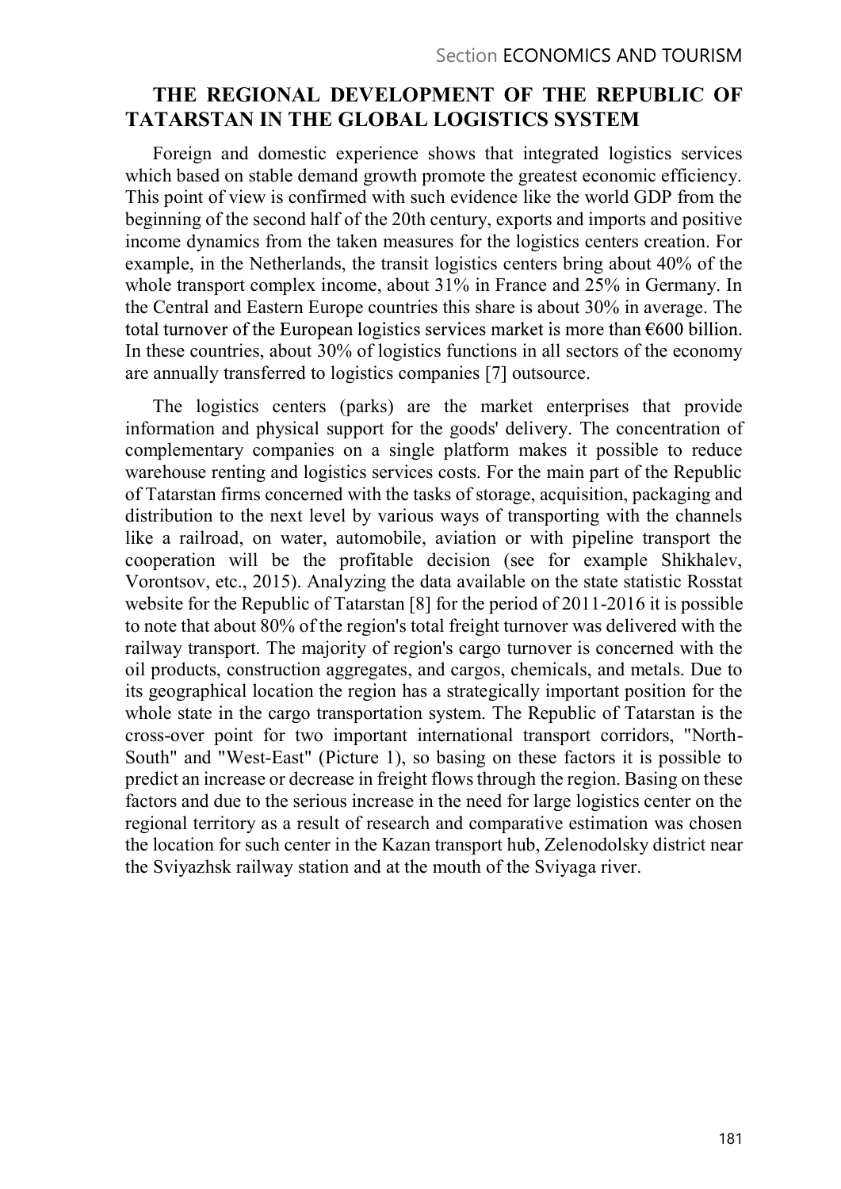## THE REGIONAL DEVELOPMENT OF THE REPUBLIC OF TATARSTAN IN THE GLOBAL LOGISTICS SYSTEM

Foreign and domestic experience shows that integrated logistics services which based on stable demand growth promote the greatest economic efficiency. This point of view is confirmed with such evidence like the world GDP from the beginning of the second half of the 20th century, exports and imports and positive income dynamics from the taken measures for the logistics centers creation. For example, in the Netherlands, the transit logistics centers bring about 40% of the whole transport complex income, about 31% in France and 25% in Germany. In the Central and Eastern Europe countries this share is about 30% in average. The total turnover of the European logistics services market is more than €600 billion. In these countries, about 30% of logistics functions in all sectors of the economy are annually transferred to logistics companies [7] outsource.

The logistics centers (parks) are the market enterprises that provide information and physical support for the goods' delivery. The concentration of complementary companies on a single platform makes it possible to reduce warehouse renting and logistics services costs. For the main part of the Republic of Tatarstan firms concerned with the tasks of storage, acquisition, packaging and distribution to the next level by various ways of transporting with the channels like a railroad, on water, automobile, aviation or with pipeline transport the cooperation will be the profitable decision (see for example Shikhalev, Vorontsov, etc., 2015). Analyzing the data available on the state statistic Rosstat website for the Republic of Tatarstan [8] for the period of 2011-2016 it is possible to note that about 80% of the region's total freight turnover was delivered with the railway transport. The majority of region's cargo turnover is concerned with the oil products, construction aggregates, and cargos, chemicals, and metals. Due to its geographical location the region has a strategically important position for the whole state in the cargo transportation system. The Republic of Tatarstan is the cross-over point for two important international transport corridors, "North-South" and "West-East" (Picture 1), so basing on these factors it is possible to predict an increase or decrease in freight flows through the region. Basing on these factors and due to the serious increase in the need for large logistics center on the regional territory as a result of research and comparative estimation was chosen the location for such center in the Kazan transport hub, Zelenodolsky district near the Sviyazhsk railway station and at the mouth of the Sviyaga river.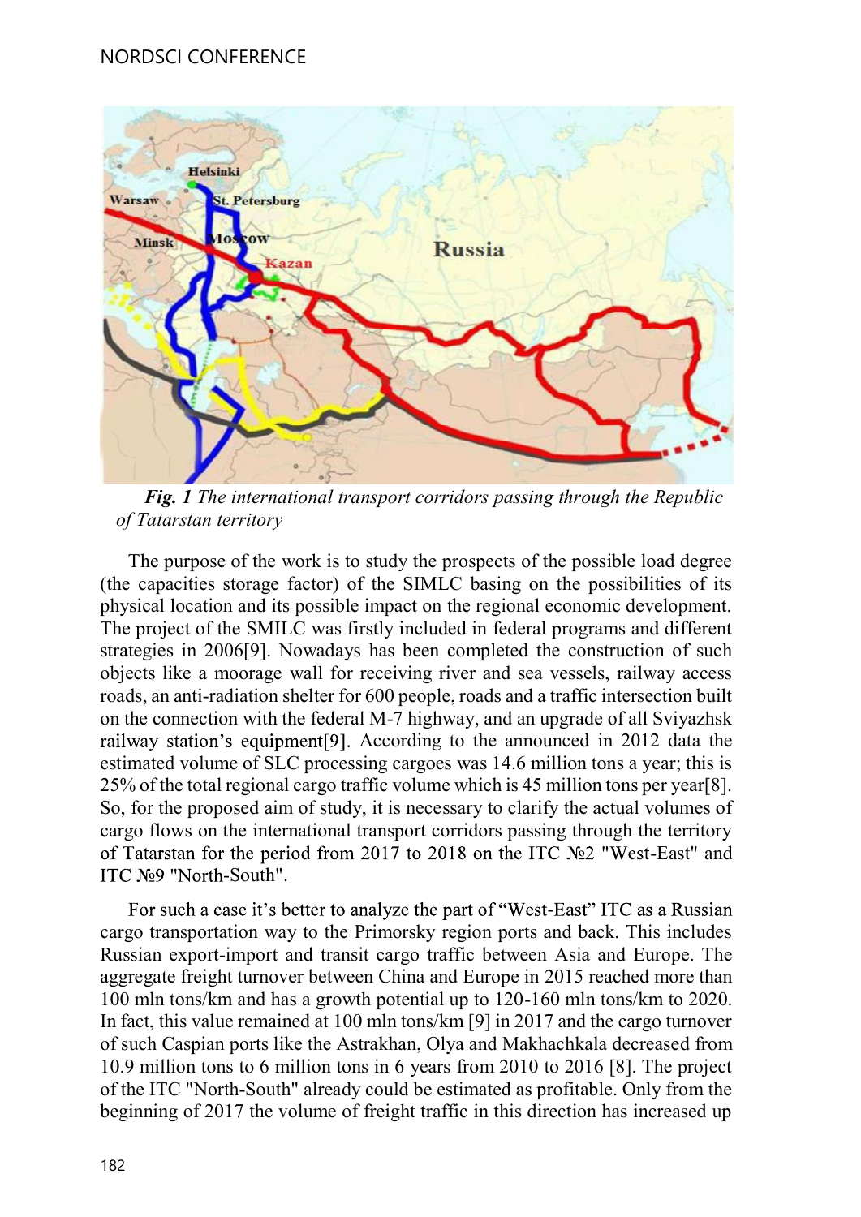*Fig. 1* *The international transport corridors passing through the Republic of Tatarstan territory*

The purpose of the work is to study the prospects of the possible load degree (the capacities storage factor) of the SIMLC basing on the possibilities of its physical location and its possible impact on the regional economic development. The project of the SMILC was firstly included in federal programs and different strategies in 2006[9]. Nowadays has been completed the construction of such objects like a moorage wall for receiving river and sea vessels, railway access roads, an anti-radiation shelter for 600 people, roads and a traffic intersection built on the connection with the federal M-7 highway, and an upgrade of all Sviyazhsk railway station's equipment[9]. According to the announced in 2012 data the estimated volume of SLC processing cargoes was 14.6 million tons a year; this is 25% of the total regional cargo traffic volume which is 45 million tons per year[8]. So, for the proposed aim of study, it is necessary to clarify the actual volumes of cargo flows on the international transport corridors passing through the territory of Tatarstan for the period from 2017 to 2018 on the ITC №2 "West-East" and ITC №9 "North-South".

For such a case it's better to analyze the part of "West-East" ITC as a Russian cargo transportation way to the Primorsky region ports and back. This includes Russian export-import and transit cargo traffic between Asia and Europe. The aggregate freight turnover between China and Europe in 2015 reached more than 100 mln tons/km and has a growth potential up to 120-160 mln tons/km to 2020. In fact, this value remained at 100 mln tons/km [9] in 2017 and the cargo turnover of such Caspian ports like the Astrakhan, Olya and Makhachkala decreased from 10.9 million tons to 6 million tons in 6 years from 2010 to 2016 [8]. The project of the ITC "North-South" already could be estimated as profitable. Only from the beginning of 2017 the volume of freight traffic in this direction has increased up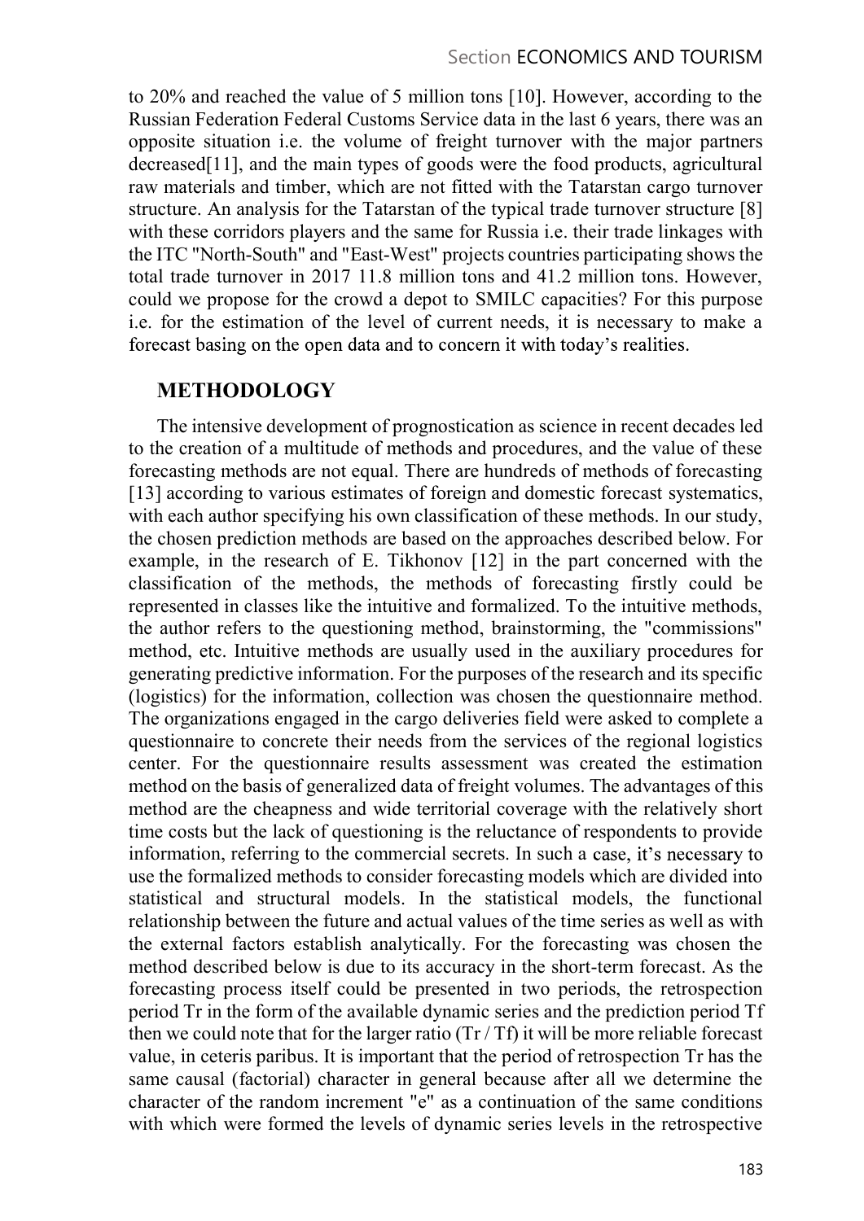to 20% and reached the value of 5 million tons [10]. However, according to the Russian Federation Federal Customs Service data in the last 6 years, there was an opposite situation i.e. the volume of freight turnover with the major partners decreased[11], and the main types of goods were the food products, agricultural raw materials and timber, which are not fitted with the Tatarstan cargo turnover structure. An analysis for the Tatarstan of the typical trade turnover structure [8] with these corridors players and the same for Russia i.e. their trade linkages with the ITC "North-South" and "East-West" projects countries participating shows the total trade turnover in 2017 11.8 million tons and 41.2 million tons. However, could we propose for the crowd a depot to SMILC capacities? For this purpose i.e. for the estimation of the level of current needs, it is necessary to make a forecast basing on the open data and to concern it with today's realities.

## METHODOLOGY

The intensive development of prognostication as science in recent decades led to the creation of a multitude of methods and procedures, and the value of these forecasting methods are not equal. There are hundreds of methods of forecasting [13] according to various estimates of foreign and domestic forecast systematics, with each author specifying his own classification of these methods. In our study, the chosen prediction methods are based on the approaches described below. For example, in the research of E. Tikhonov [12] in the part concerned with the classification of the methods, the methods of forecasting firstly could be represented in classes like the intuitive and formalized. To the intuitive methods, the author refers to the questioning method, brainstorming, the "commissions" method, etc. Intuitive methods are usually used in the auxiliary procedures for generating predictive information. For the purposes of the research and its specific (logistics) for the information, collection was chosen the questionnaire method. The organizations engaged in the cargo deliveries field were asked to complete a questionnaire to concrete their needs from the services of the regional logistics center. For the questionnaire results assessment was created the estimation method on the basis of generalized data of freight volumes. The advantages of this method are the cheapness and wide territorial coverage with the relatively short time costs but the lack of questioning is the reluctance of respondents to provide information, referring to the commercial secrets. In such a case, it's necessary to use the formalized methods to consider forecasting models which are divided into statistical and structural models. In the statistical models, the functional relationship between the future and actual values of the time series as well as with the external factors establish analytically. For the forecasting was chosen the method described below is due to its accuracy in the short-term forecast. As the forecasting process itself could be presented in two periods, the retrospection period Tr in the form of the available dynamic series and the prediction period Tf then we could note that for the larger ratio (Tr / Tf) it will be more reliable forecast value, in ceteris paribus. It is important that the period of retrospection Tr has the same causal (factorial) character in general because after all we determine the character of the random increment "e" as a continuation of the same conditions with which were formed the levels of dynamic series levels in the retrospective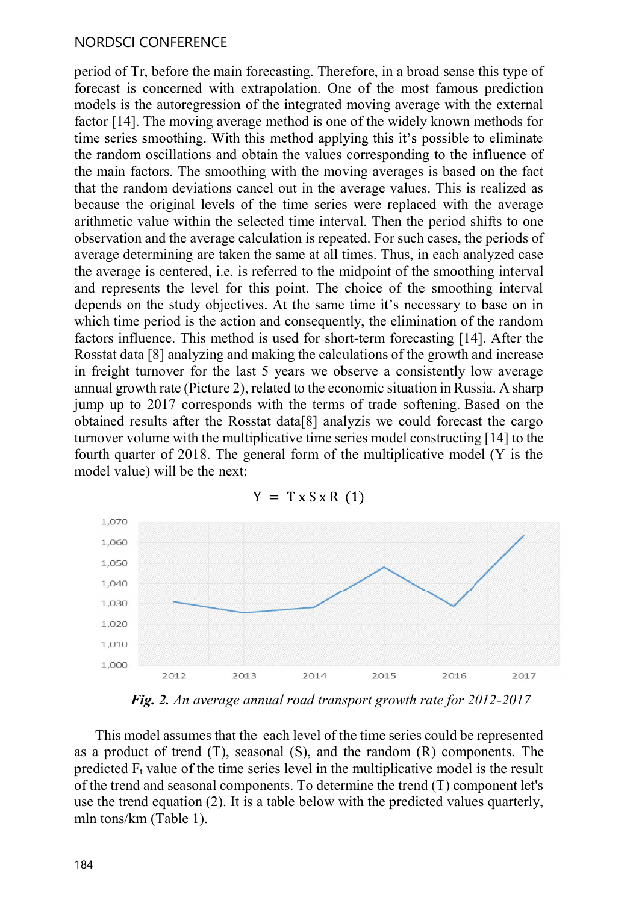period of Tr, before the main forecasting. Therefore, in a broad sense this type of forecast is concerned with extrapolation. One of the most famous prediction models is the autoregression of the integrated moving average with the external factor [14]. The moving average method is one of the widely known methods for time series smoothing. With this method applying this it's possible to eliminate the random oscillations and obtain the values corresponding to the influence of the main factors. The smoothing with the moving averages is based on the fact that the random deviations cancel out in the average values. This is realized as because the original levels of the time series were replaced with the average arithmetic value within the selected time interval. Then the period shifts to one observation and the average calculation is repeated. For such cases, the periods of average determining are taken the same at all times. Thus, in each analyzed case the average is centered, i.e. is referred to the midpoint of the smoothing interval and represents the level for this point. The choice of the smoothing interval depends on the study objectives. At the same time it's necessary to base on in which time period is the action and consequently, the elimination of the random factors influence. This method is used for short-term forecasting [14]. After the Rosstat data [8] analyzing and making the calculations of the growth and increase in freight turnover for the last 5 years we observe a consistently low average annual growth rate (Picture 2), related to the economic situation in Russia. A sharp jump up to 2017 corresponds with the terms of trade softening. Based on the obtained results after the Rosstat data[8] analyzis we could forecast the cargo turnover volume with the multiplicative time series model constructing [14] to the fourth quarter of 2018. The general form of the multiplicative model (Y is the model value) will be the next:

$$Y = T \times S \times R \quad (1)$$

*Fig. 2. An average annual road transport growth rate for 2012-2017*

This model assumes that the each level of the time series could be represented as a product of trend (T), seasonal (S), and the random (R) components. The predicted $F_t$ value of the time series level in the multiplicative model is the result of the trend and seasonal components. To determine the trend (T) component let's use the trend equation (2). It is a table below with the predicted values quarterly, mln tons/km (Table 1).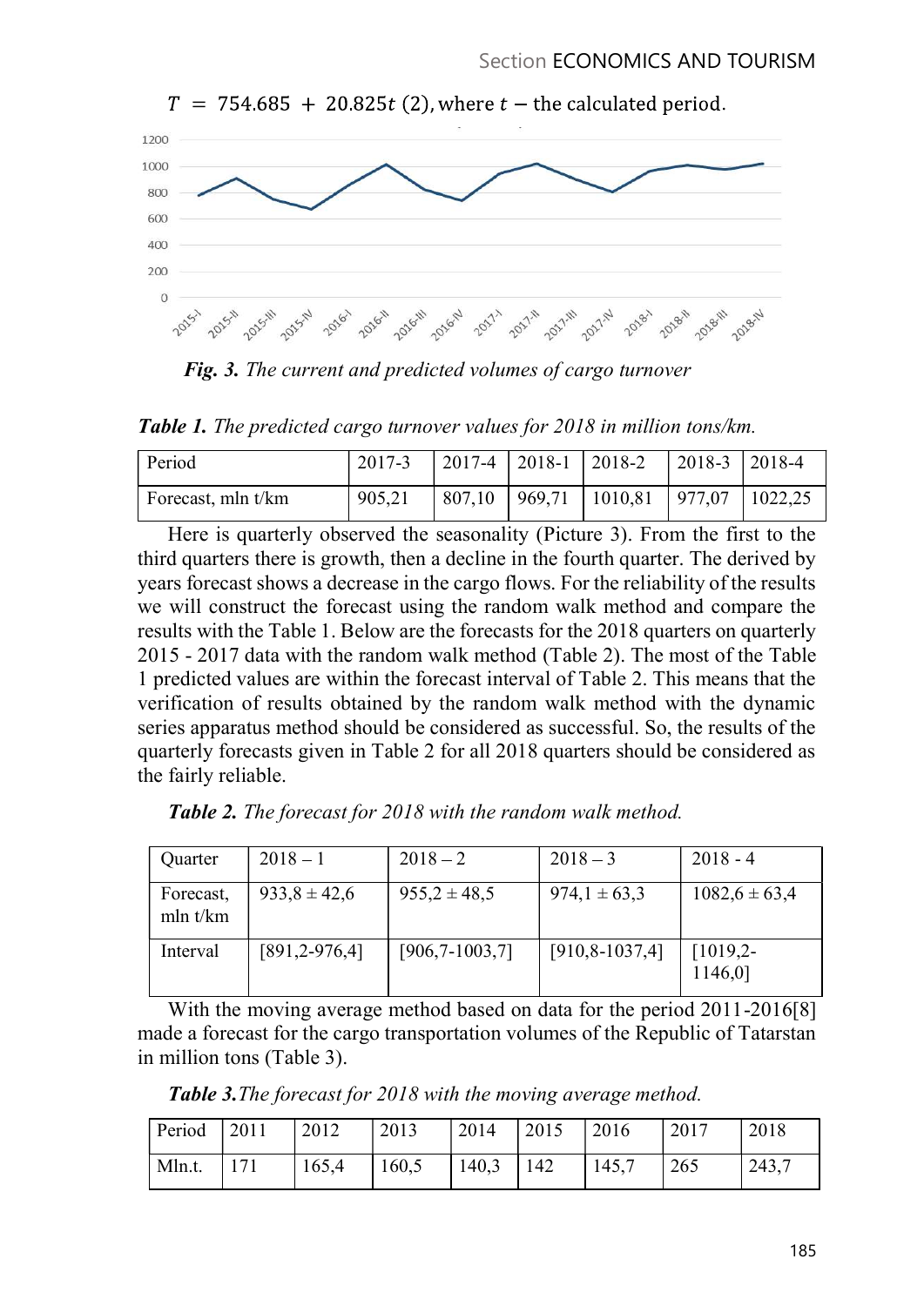$T = 754.685 + 20.825t$ (2), where $t$ – the calculated period.

*Fig. 3. The current and predicted volumes of cargo turnover*

***Table 1.*** *The predicted cargo turnover values for 2018 in million tons/km.*

| Period | 2017-3 | 2017-4 | 2018-1 | 2018-2 | 2018-3 | 2018-4 |
|---|---|---|---|---|---|---|
| Forecast, mln t/km | 905,21 | 807,10 | 969,71 | 1010,81 | 977,07 | 1022,25 |

Here is quarterly observed the seasonality (Picture 3). From the first to the third quarters there is growth, then a decline in the fourth quarter. The derived by years forecast shows a decrease in the cargo flows. For the reliability of the results we will construct the forecast using the random walk method and compare the results with the Table 1. Below are the forecasts for the 2018 quarters on quarterly 2015 - 2017 data with the random walk method (Table 2). The most of the Table 1 predicted values are within the forecast interval of Table 2. This means that the verification of results obtained by the random walk method with the dynamic series apparatus method should be considered as successful. So, the results of the quarterly forecasts given in Table 2 for all 2018 quarters should be considered as the fairly reliable.

***Table 2.*** *The forecast for 2018 with the random walk method.*

| Quarter | 2018 – 1 | 2018 – 2 | 2018 – 3 | 2018 - 4 |
|---|---|---|---|---|
| Forecast, mln t/km | 933,8 ± 42,6 | 955,2 ± 48,5 | 974,1 ± 63,3 | 1082,6 ± 63,4 |
| Interval | [891,2-976,4] | [906,7-1003,7] | [910,8-1037,4] | [1019,2-1146,0] |

With the moving average method based on data for the period 2011-2016[8] made a forecast for the cargo transportation volumes of the Republic of Tatarstan in million tons (Table 3).

***Table 3.*** *The forecast for 2018 with the moving average method.*

| Period | 2011 | 2012 | 2013 | 2014 | 2015 | 2016 | 2017 | 2018 |
|---|---|---|---|---|---|---|---|---|
| Mln.t. | 171 | 165,4 | 160,5 | 140,3 | 142 | 145,7 | 265 | 243,7 |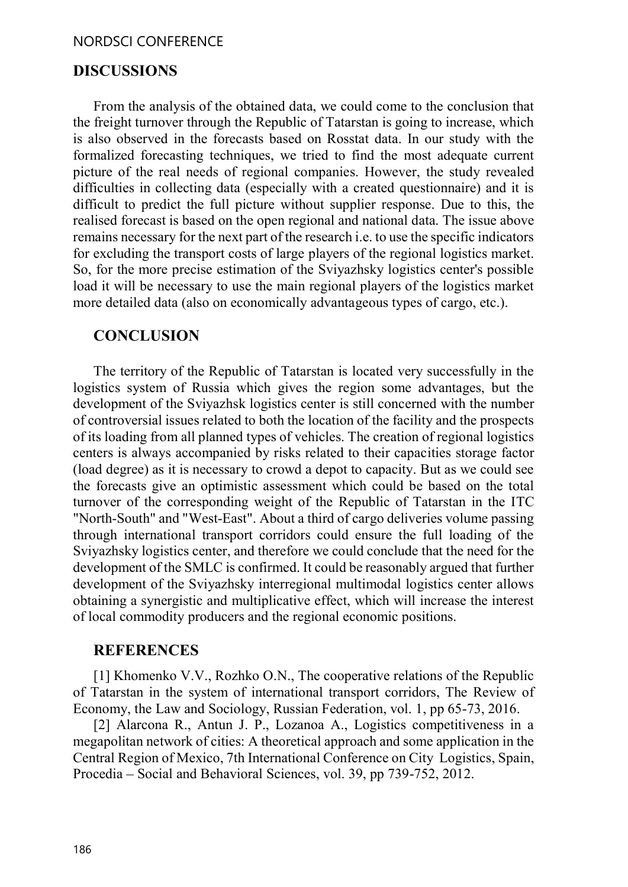## DISCUSSIONS

From the analysis of the obtained data, we could come to the conclusion that the freight turnover through the Republic of Tatarstan is going to increase, which is also observed in the forecasts based on Rosstat data. In our study with the formalized forecasting techniques, we tried to find the most adequate current picture of the real needs of regional companies. However, the study revealed difficulties in collecting data (especially with a created questionnaire) and it is difficult to predict the full picture without supplier response. Due to this, the realised forecast is based on the open regional and national data. The issue above remains necessary for the next part of the research i.e. to use the specific indicators for excluding the transport costs of large players of the regional logistics market. So, for the more precise estimation of the Sviyazhsky logistics center's possible load it will be necessary to use the main regional players of the logistics market more detailed data (also on economically advantageous types of cargo, etc.).

## CONCLUSION

The territory of the Republic of Tatarstan is located very successfully in the logistics system of Russia which gives the region some advantages, but the development of the Sviyazhsk logistics center is still concerned with the number of controversial issues related to both the location of the facility and the prospects of its loading from all planned types of vehicles. The creation of regional logistics centers is always accompanied by risks related to their capacities storage factor (load degree) as it is necessary to crowd a depot to capacity. But as we could see the forecasts give an optimistic assessment which could be based on the total turnover of the corresponding weight of the Republic of Tatarstan in the ITC "North-South" and "West-East". About a third of cargo deliveries volume passing through international transport corridors could ensure the full loading of the Sviyazhsky logistics center, and therefore we could conclude that the need for the development of the SMLC is confirmed. It could be reasonably argued that further development of the Sviyazhsky interregional multimodal logistics center allows obtaining a synergistic and multiplicative effect, which will increase the interest of local commodity producers and the regional economic positions.

## REFERENCES

[1] Khomenko V.V., Rozhko O.N., The cooperative relations of the Republic of Tatarstan in the system of international transport corridors, The Review of Economy, the Law and Sociology, Russian Federation, vol. 1, pp 65-73, 2016.

[2] Alarcona R., Antun J. P., Lozanoa A., Logistics competitiveness in a megapolitan network of cities: A theoretical approach and some application in the Central Region of Mexico, 7th International Conference on City Logistics, Spain, Procedia – Social and Behavioral Sciences, vol. 39, pp 739-752, 2012.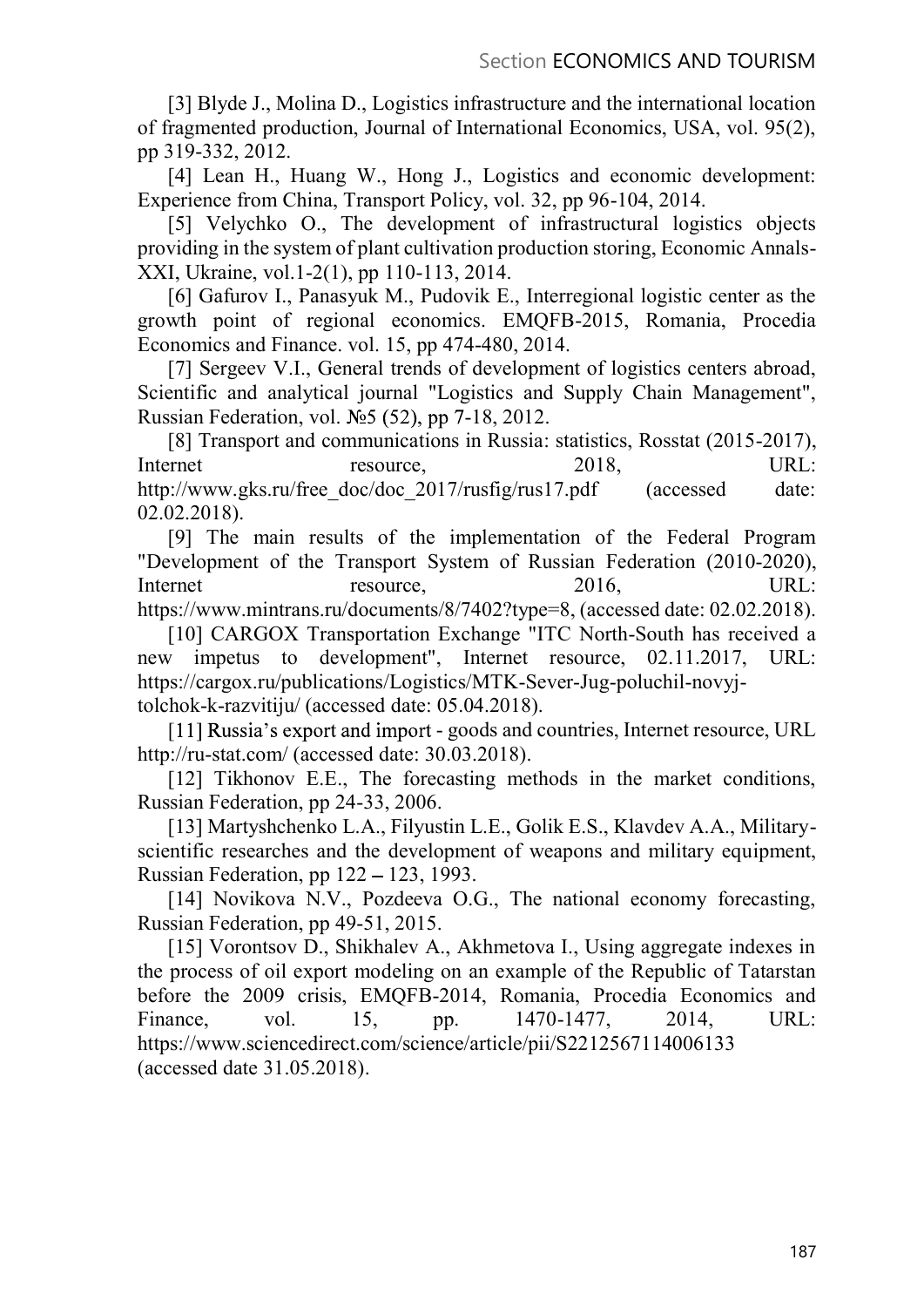[3] Blyde J., Molina D., Logistics infrastructure and the international location of fragmented production, Journal of International Economics, USA, vol. 95(2), pp 319-332, 2012.

[4] Lean H., Huang W., Hong J., Logistics and economic development: Experience from China, Transport Policy, vol. 32, pp 96-104, 2014.

[5] Velychko O., The development of infrastructural logistics objects providing in the system of plant cultivation production storing, Economic Annals-XXI, Ukraine, vol.1-2(1), pp 110-113, 2014.

[6] Gafurov I., Panasyuk M., Pudovik E., Interregional logistic center as the growth point of regional economics. EMQFB-2015, Romania, Procedia Economics and Finance. vol. 15, pp 474-480, 2014.

[7] Sergeev V.I., General trends of development of logistics centers abroad, Scientific and analytical journal "Logistics and Supply Chain Management", Russian Federation, vol. №5 (52), pp 7-18, 2012.

[8] Transport and communications in Russia: statistics, Rosstat (2015-2017), Internet resource, 2018, URL: http://www.gks.ru/free_doc/doc_2017/rusfig/rus17.pdf (accessed date: 02.02.2018).

[9] The main results of the implementation of the Federal Program "Development of the Transport System of Russian Federation (2010-2020), Internet resource, 2016, URL: https://www.mintrans.ru/documents/8/7402?type=8, (accessed date: 02.02.2018).

[10] CARGOX Transportation Exchange "ITC North-South has received a new impetus to development", Internet resource, 02.11.2017, URL: https://cargox.ru/publications/Logistics/MTK-Sever-Jug-poluchil-novyj-tolchok-k-razvitiju/ (accessed date: 05.04.2018).

[11] Russia's export and import - goods and countries, Internet resource, URL http://ru-stat.com/ (accessed date: 30.03.2018).

[12] Tikhonov E.E., The forecasting methods in the market conditions, Russian Federation, pp 24-33, 2006.

[13] Martyshchenko L.A., Filyustin L.E., Golik E.S., Klavdev A.A., Military-scientific researches and the development of weapons and military equipment, Russian Federation, pp 122 – 123, 1993.

[14] Novikova N.V., Pozdeeva O.G., The national economy forecasting, Russian Federation, pp 49-51, 2015.

[15] Vorontsov D., Shikhalev A., Akhmetova I., Using aggregate indexes in the process of oil export modeling on an example of the Republic of Tatarstan before the 2009 crisis, EMQFB-2014, Romania, Procedia Economics and Finance, vol. 15, pp. 1470-1477, 2014, URL: https://www.sciencedirect.com/science/article/pii/S2212567114006133 (accessed date 31.05.2018).